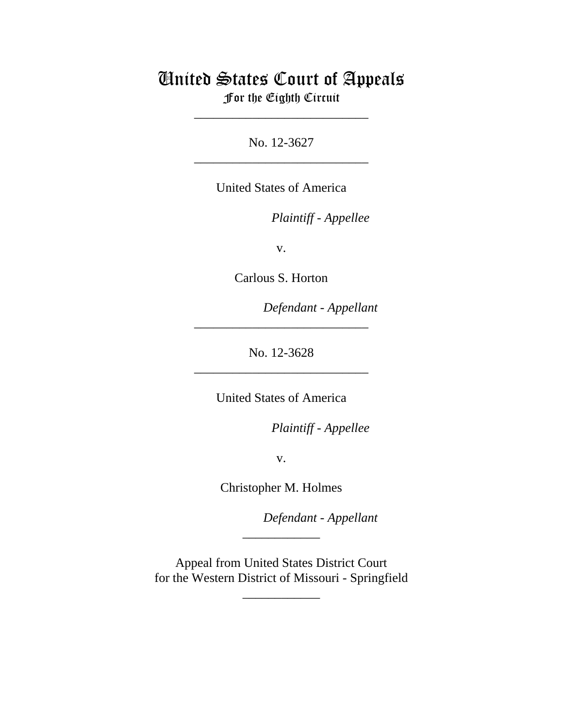# United States Court of Appeals
## For the Eighth Circuit

___________________________

No. 12-3627

___________________________

United States of America

*Plaintiff - Appellee*

v.

Carlous S. Horton

*Defendant - Appellant*

___________________________

No. 12-3628

___________________________

United States of America

*Plaintiff - Appellee*

v.

Christopher M. Holmes

*Defendant - Appellant*

____________

Appeal from United States District Court
for the Western District of Missouri - Springfield

____________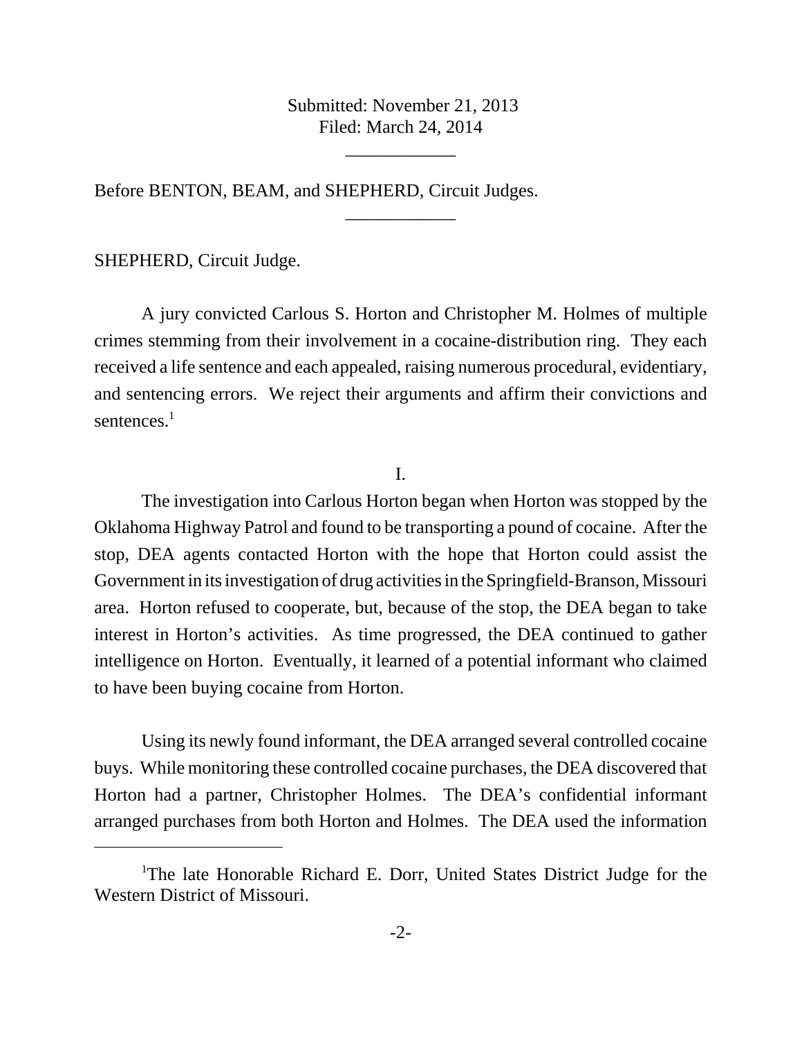Submitted: November 21, 2013
Filed: March 24, 2014

____________

Before BENTON, BEAM, and SHEPHERD, Circuit Judges.

____________

SHEPHERD, Circuit Judge.

A jury convicted Carlous S. Horton and Christopher M. Holmes of multiple crimes stemming from their involvement in a cocaine-distribution ring. They each received a life sentence and each appealed, raising numerous procedural, evidentiary, and sentencing errors. We reject their arguments and affirm their convictions and sentences.[1]

I.

The investigation into Carlous Horton began when Horton was stopped by the Oklahoma Highway Patrol and found to be transporting a pound of cocaine. After the stop, DEA agents contacted Horton with the hope that Horton could assist the Government in its investigation of drug activities in the Springfield-Branson, Missouri area. Horton refused to cooperate, but, because of the stop, the DEA began to take interest in Horton's activities. As time progressed, the DEA continued to gather intelligence on Horton. Eventually, it learned of a potential informant who claimed to have been buying cocaine from Horton.

Using its newly found informant, the DEA arranged several controlled cocaine buys. While monitoring these controlled cocaine purchases, the DEA discovered that Horton had a partner, Christopher Holmes. The DEA's confidential informant arranged purchases from both Horton and Holmes. The DEA used the information

[1]The late Honorable Richard E. Dorr, United States District Judge for the Western District of Missouri.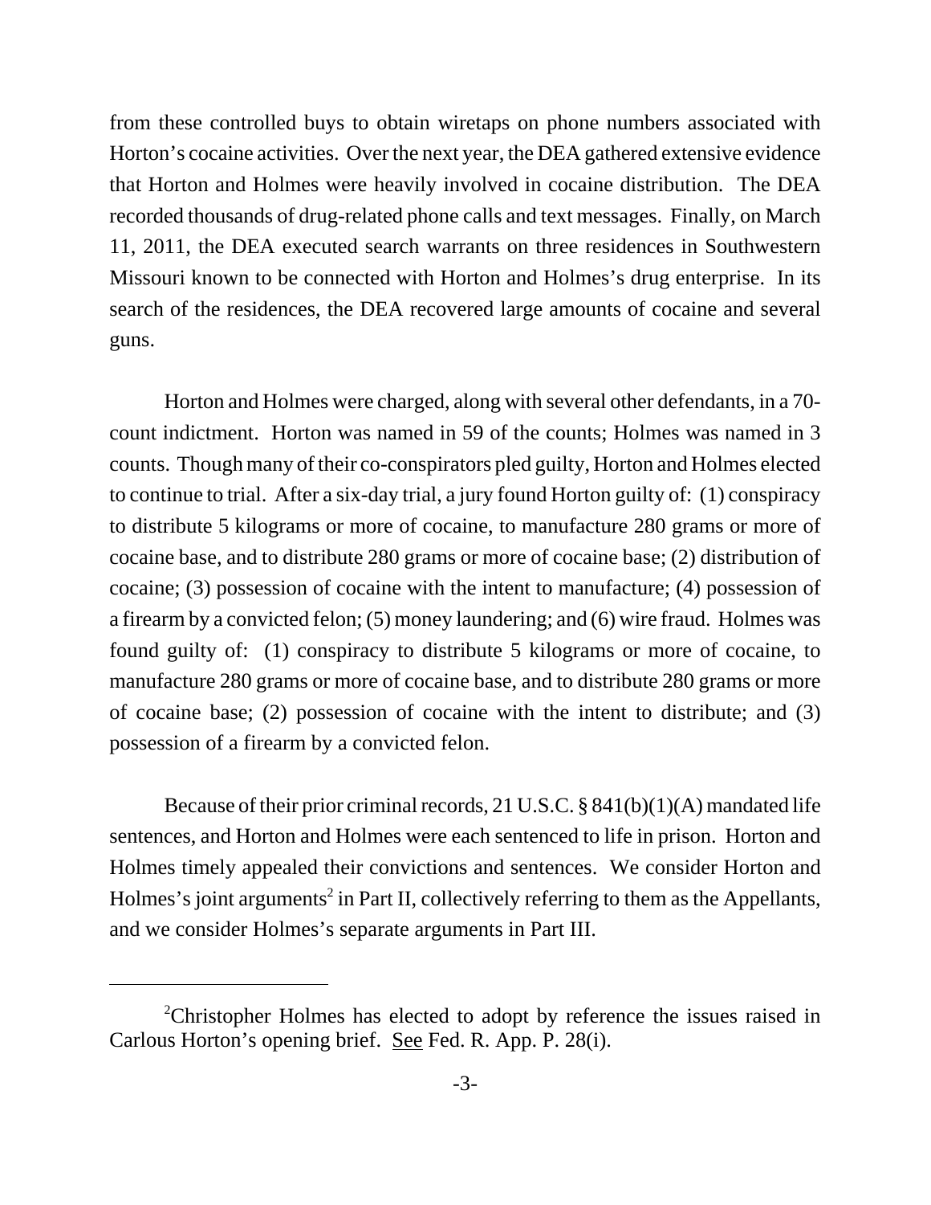from these controlled buys to obtain wiretaps on phone numbers associated with Horton's cocaine activities. Over the next year, the DEA gathered extensive evidence that Horton and Holmes were heavily involved in cocaine distribution. The DEA recorded thousands of drug-related phone calls and text messages. Finally, on March 11, 2011, the DEA executed search warrants on three residences in Southwestern Missouri known to be connected with Horton and Holmes's drug enterprise. In its search of the residences, the DEA recovered large amounts of cocaine and several guns.

Horton and Holmes were charged, along with several other defendants, in a 70-count indictment. Horton was named in 59 of the counts; Holmes was named in 3 counts. Though many of their co-conspirators pled guilty, Horton and Holmes elected to continue to trial. After a six-day trial, a jury found Horton guilty of: (1) conspiracy to distribute 5 kilograms or more of cocaine, to manufacture 280 grams or more of cocaine base, and to distribute 280 grams or more of cocaine base; (2) distribution of cocaine; (3) possession of cocaine with the intent to manufacture; (4) possession of a firearm by a convicted felon; (5) money laundering; and (6) wire fraud. Holmes was found guilty of: (1) conspiracy to distribute 5 kilograms or more of cocaine, to manufacture 280 grams or more of cocaine base, and to distribute 280 grams or more of cocaine base; (2) possession of cocaine with the intent to distribute; and (3) possession of a firearm by a convicted felon.

Because of their prior criminal records, 21 U.S.C. § 841(b)(1)(A) mandated life sentences, and Horton and Holmes were each sentenced to life in prison. Horton and Holmes timely appealed their convictions and sentences. We consider Horton and Holmes's joint arguments[2] in Part II, collectively referring to them as the Appellants, and we consider Holmes's separate arguments in Part III.

---

[2]Christopher Holmes has elected to adopt by reference the issues raised in Carlous Horton's opening brief. See Fed. R. App. P. 28(i).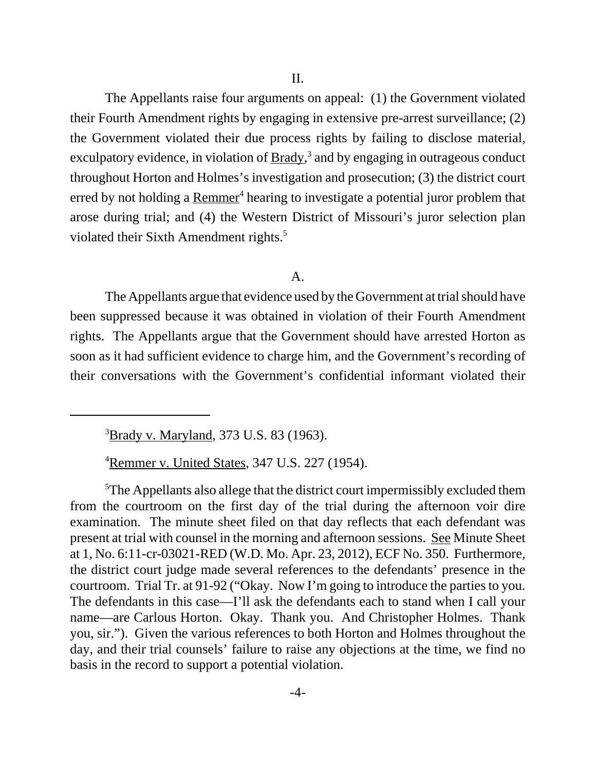II.

The Appellants raise four arguments on appeal: (1) the Government violated their Fourth Amendment rights by engaging in extensive pre-arrest surveillance; (2) the Government violated their due process rights by failing to disclose material, exculpatory evidence, in violation of Brady,[3] and by engaging in outrageous conduct throughout Horton and Holmes's investigation and prosecution; (3) the district court erred by not holding a Remmer[4] hearing to investigate a potential juror problem that arose during trial; and (4) the Western District of Missouri's juror selection plan violated their Sixth Amendment rights.[5]

A.

The Appellants argue that evidence used by the Government at trial should have been suppressed because it was obtained in violation of their Fourth Amendment rights. The Appellants argue that the Government should have arrested Horton as soon as it had sufficient evidence to charge him, and the Government's recording of their conversations with the Government's confidential informant violated their

---

[3]Brady v. Maryland, 373 U.S. 83 (1963).

[4]Remmer v. United States, 347 U.S. 227 (1954).

[5]The Appellants also allege that the district court impermissibly excluded them from the courtroom on the first day of the trial during the afternoon voir dire examination. The minute sheet filed on that day reflects that each defendant was present at trial with counsel in the morning and afternoon sessions. See Minute Sheet at 1, No. 6:11-cr-03021-RED (W.D. Mo. Apr. 23, 2012), ECF No. 350. Furthermore, the district court judge made several references to the defendants' presence in the courtroom. Trial Tr. at 91-92 ("Okay. Now I'm going to introduce the parties to you. The defendants in this case—I'll ask the defendants each to stand when I call your name—are Carlous Horton. Okay. Thank you. And Christopher Holmes. Thank you, sir."). Given the various references to both Horton and Holmes throughout the day, and their trial counsels' failure to raise any objections at the time, we find no basis in the record to support a potential violation.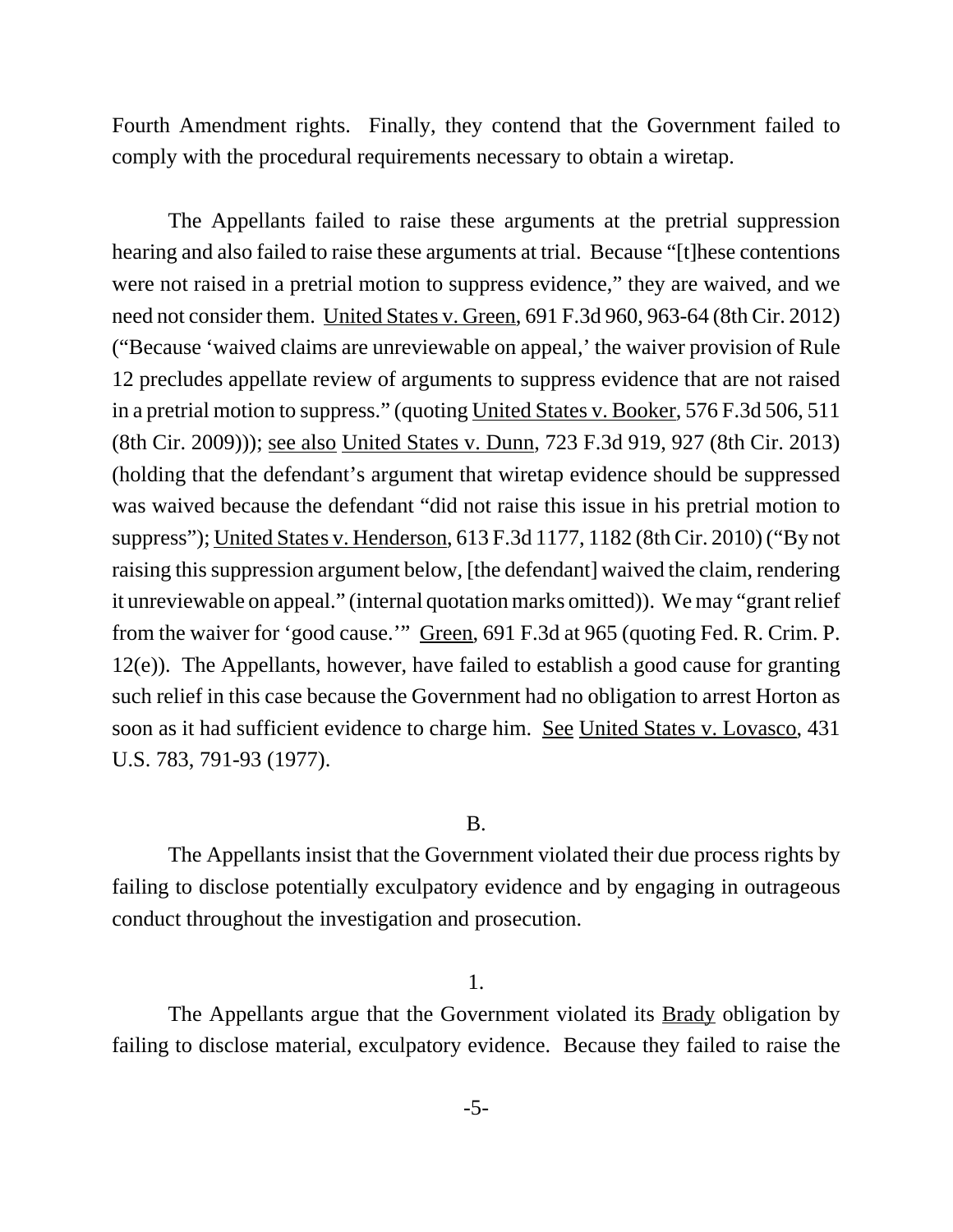Fourth Amendment rights. Finally, they contend that the Government failed to comply with the procedural requirements necessary to obtain a wiretap.

The Appellants failed to raise these arguments at the pretrial suppression hearing and also failed to raise these arguments at trial. Because "[t]hese contentions were not raised in a pretrial motion to suppress evidence," they are waived, and we need not consider them. United States v. Green, 691 F.3d 960, 963-64 (8th Cir. 2012) ("Because 'waived claims are unreviewable on appeal,' the waiver provision of Rule 12 precludes appellate review of arguments to suppress evidence that are not raised in a pretrial motion to suppress." (quoting United States v. Booker, 576 F.3d 506, 511 (8th Cir. 2009))); see also United States v. Dunn, 723 F.3d 919, 927 (8th Cir. 2013) (holding that the defendant's argument that wiretap evidence should be suppressed was waived because the defendant "did not raise this issue in his pretrial motion to suppress"); United States v. Henderson, 613 F.3d 1177, 1182 (8th Cir. 2010) ("By not raising this suppression argument below, [the defendant] waived the claim, rendering it unreviewable on appeal." (internal quotation marks omitted)). We may "grant relief from the waiver for 'good cause.'" Green, 691 F.3d at 965 (quoting Fed. R. Crim. P. 12(e)). The Appellants, however, have failed to establish a good cause for granting such relief in this case because the Government had no obligation to arrest Horton as soon as it had sufficient evidence to charge him. See United States v. Lovasco, 431 U.S. 783, 791-93 (1977).

B.

The Appellants insist that the Government violated their due process rights by failing to disclose potentially exculpatory evidence and by engaging in outrageous conduct throughout the investigation and prosecution.

1.

The Appellants argue that the Government violated its Brady obligation by failing to disclose material, exculpatory evidence. Because they failed to raise the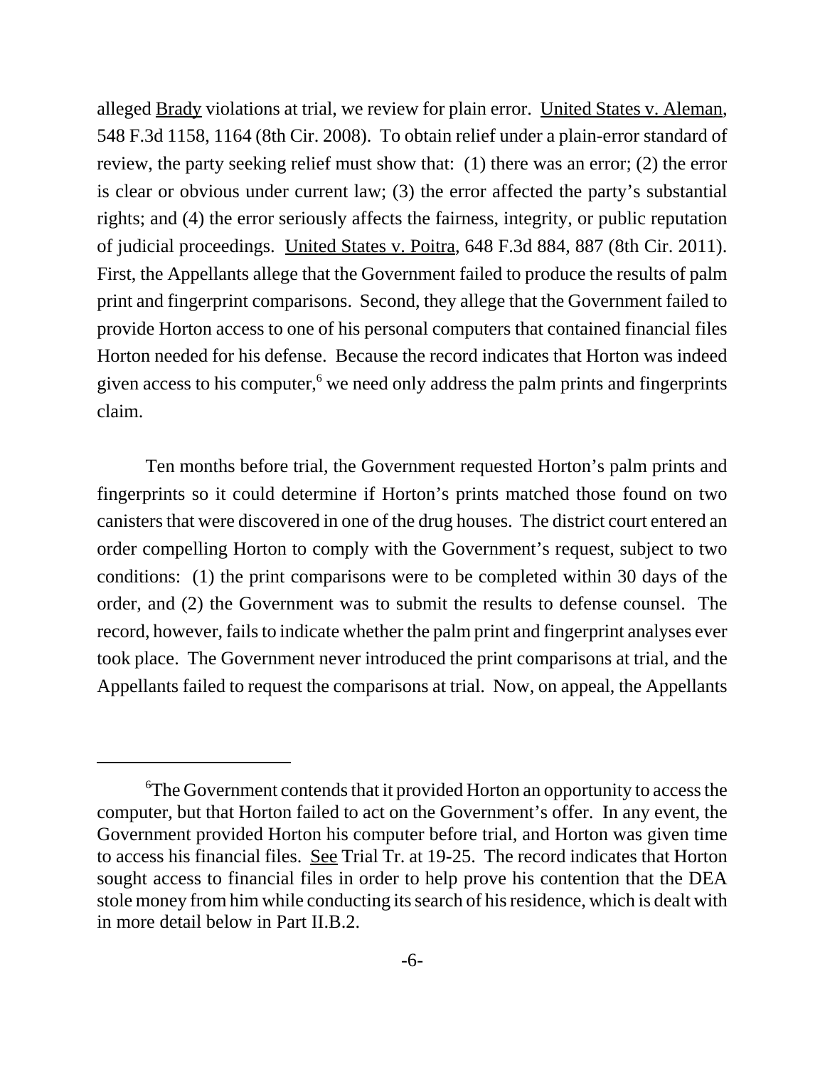alleged Brady violations at trial, we review for plain error. United States v. Aleman, 548 F.3d 1158, 1164 (8th Cir. 2008). To obtain relief under a plain-error standard of review, the party seeking relief must show that: (1) there was an error; (2) the error is clear or obvious under current law; (3) the error affected the party's substantial rights; and (4) the error seriously affects the fairness, integrity, or public reputation of judicial proceedings. United States v. Poitra, 648 F.3d 884, 887 (8th Cir. 2011). First, the Appellants allege that the Government failed to produce the results of palm print and fingerprint comparisons. Second, they allege that the Government failed to provide Horton access to one of his personal computers that contained financial files Horton needed for his defense. Because the record indicates that Horton was indeed given access to his computer,[6] we need only address the palm prints and fingerprints claim.

Ten months before trial, the Government requested Horton's palm prints and fingerprints so it could determine if Horton's prints matched those found on two canisters that were discovered in one of the drug houses. The district court entered an order compelling Horton to comply with the Government's request, subject to two conditions: (1) the print comparisons were to be completed within 30 days of the order, and (2) the Government was to submit the results to defense counsel. The record, however, fails to indicate whether the palm print and fingerprint analyses ever took place. The Government never introduced the print comparisons at trial, and the Appellants failed to request the comparisons at trial. Now, on appeal, the Appellants

---

[6]The Government contends that it provided Horton an opportunity to access the computer, but that Horton failed to act on the Government's offer. In any event, the Government provided Horton his computer before trial, and Horton was given time to access his financial files. See Trial Tr. at 19-25. The record indicates that Horton sought access to financial files in order to help prove his contention that the DEA stole money from him while conducting its search of his residence, which is dealt with in more detail below in Part II.B.2.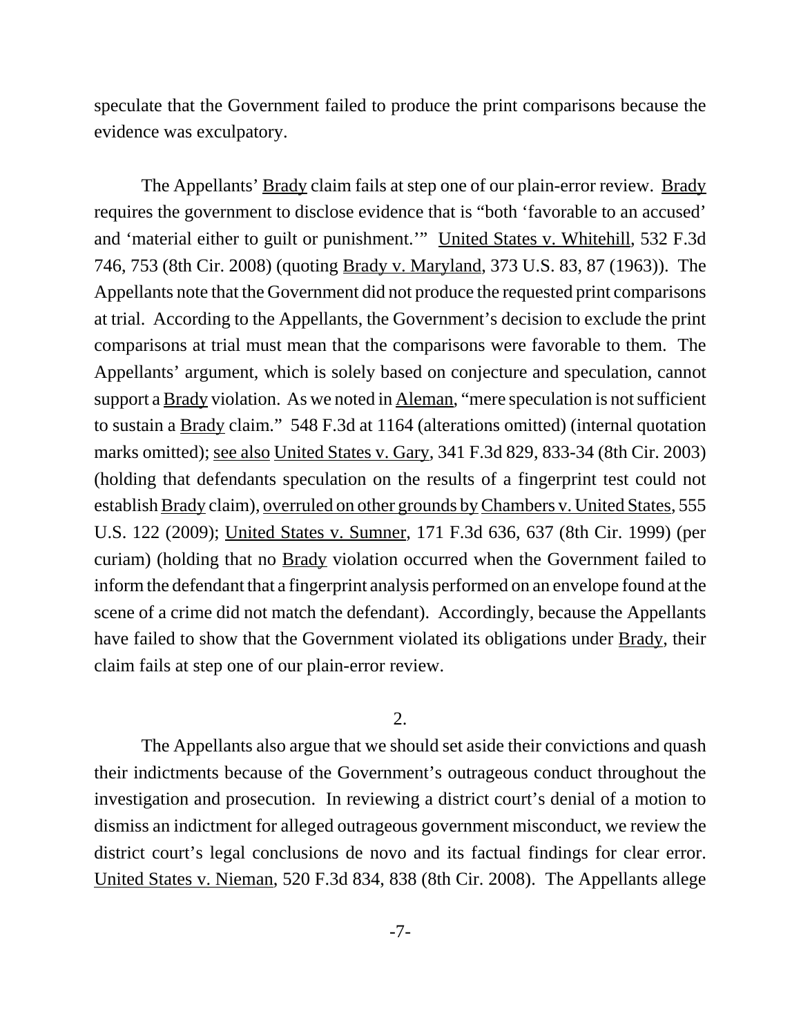speculate that the Government failed to produce the print comparisons because the evidence was exculpatory.

The Appellants' Brady claim fails at step one of our plain-error review. Brady requires the government to disclose evidence that is "both 'favorable to an accused' and 'material either to guilt or punishment.'" United States v. Whitehill, 532 F.3d 746, 753 (8th Cir. 2008) (quoting Brady v. Maryland, 373 U.S. 83, 87 (1963)). The Appellants note that the Government did not produce the requested print comparisons at trial. According to the Appellants, the Government's decision to exclude the print comparisons at trial must mean that the comparisons were favorable to them. The Appellants' argument, which is solely based on conjecture and speculation, cannot support a Brady violation. As we noted in Aleman, "mere speculation is not sufficient to sustain a Brady claim." 548 F.3d at 1164 (alterations omitted) (internal quotation marks omitted); see also United States v. Gary, 341 F.3d 829, 833-34 (8th Cir. 2003) (holding that defendants speculation on the results of a fingerprint test could not establish Brady claim), overruled on other grounds by Chambers v. United States, 555 U.S. 122 (2009); United States v. Sumner, 171 F.3d 636, 637 (8th Cir. 1999) (per curiam) (holding that no Brady violation occurred when the Government failed to inform the defendant that a fingerprint analysis performed on an envelope found at the scene of a crime did not match the defendant). Accordingly, because the Appellants have failed to show that the Government violated its obligations under Brady, their claim fails at step one of our plain-error review.

2.

The Appellants also argue that we should set aside their convictions and quash their indictments because of the Government's outrageous conduct throughout the investigation and prosecution. In reviewing a district court's denial of a motion to dismiss an indictment for alleged outrageous government misconduct, we review the district court's legal conclusions de novo and its factual findings for clear error. United States v. Nieman, 520 F.3d 834, 838 (8th Cir. 2008). The Appellants allege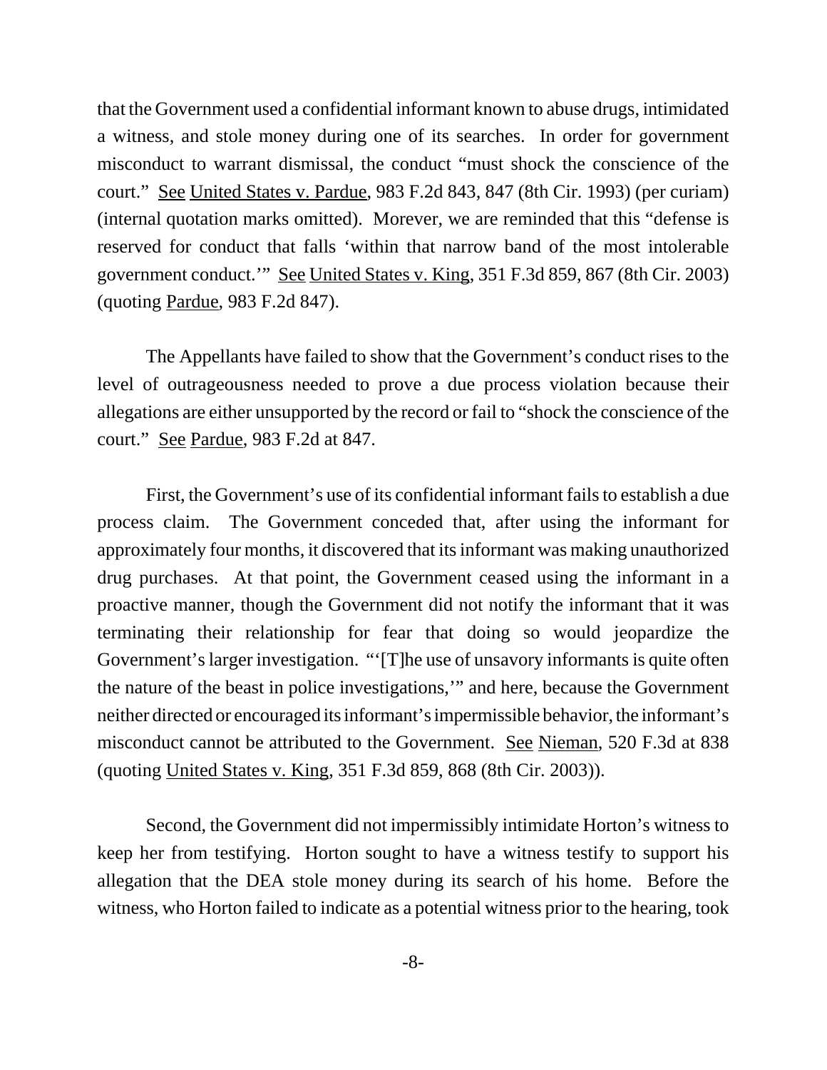that the Government used a confidential informant known to abuse drugs, intimidated a witness, and stole money during one of its searches. In order for government misconduct to warrant dismissal, the conduct "must shock the conscience of the court." See United States v. Pardue, 983 F.2d 843, 847 (8th Cir. 1993) (per curiam) (internal quotation marks omitted). Morever, we are reminded that this "defense is reserved for conduct that falls 'within that narrow band of the most intolerable government conduct.'" See United States v. King, 351 F.3d 859, 867 (8th Cir. 2003) (quoting Pardue, 983 F.2d 847).

The Appellants have failed to show that the Government's conduct rises to the level of outrageousness needed to prove a due process violation because their allegations are either unsupported by the record or fail to "shock the conscience of the court." See Pardue, 983 F.2d at 847.

First, the Government's use of its confidential informant fails to establish a due process claim. The Government conceded that, after using the informant for approximately four months, it discovered that its informant was making unauthorized drug purchases. At that point, the Government ceased using the informant in a proactive manner, though the Government did not notify the informant that it was terminating their relationship for fear that doing so would jeopardize the Government's larger investigation. "'[T]he use of unsavory informants is quite often the nature of the beast in police investigations,'" and here, because the Government neither directed or encouraged its informant's impermissible behavior, the informant's misconduct cannot be attributed to the Government. See Nieman, 520 F.3d at 838 (quoting United States v. King, 351 F.3d 859, 868 (8th Cir. 2003)).

Second, the Government did not impermissibly intimidate Horton's witness to keep her from testifying. Horton sought to have a witness testify to support his allegation that the DEA stole money during its search of his home. Before the witness, who Horton failed to indicate as a potential witness prior to the hearing, took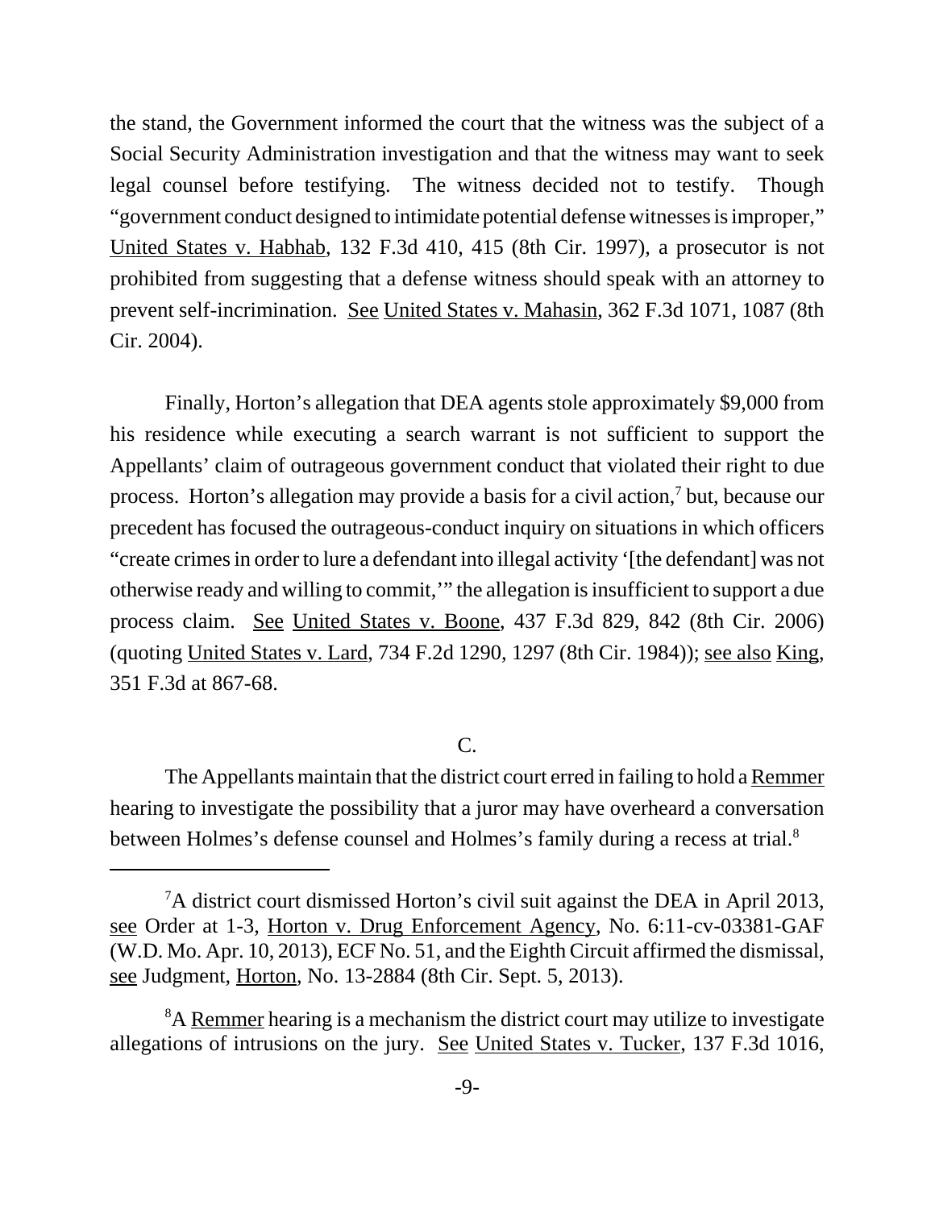the stand, the Government informed the court that the witness was the subject of a Social Security Administration investigation and that the witness may want to seek legal counsel before testifying. The witness decided not to testify. Though "government conduct designed to intimidate potential defense witnesses is improper," United States v. Habhab, 132 F.3d 410, 415 (8th Cir. 1997), a prosecutor is not prohibited from suggesting that a defense witness should speak with an attorney to prevent self-incrimination. See United States v. Mahasin, 362 F.3d 1071, 1087 (8th Cir. 2004).

Finally, Horton's allegation that DEA agents stole approximately $9,000 from his residence while executing a search warrant is not sufficient to support the Appellants' claim of outrageous government conduct that violated their right to due process. Horton's allegation may provide a basis for a civil action,[7] but, because our precedent has focused the outrageous-conduct inquiry on situations in which officers "create crimes in order to lure a defendant into illegal activity '[the defendant] was not otherwise ready and willing to commit,'" the allegation is insufficient to support a due process claim. See United States v. Boone, 437 F.3d 829, 842 (8th Cir. 2006) (quoting United States v. Lard, 734 F.2d 1290, 1297 (8th Cir. 1984)); see also King, 351 F.3d at 867-68.

C.

The Appellants maintain that the district court erred in failing to hold a Remmer hearing to investigate the possibility that a juror may have overheard a conversation between Holmes's defense counsel and Holmes's family during a recess at trial.[8]

---

[7]A district court dismissed Horton's civil suit against the DEA in April 2013, see Order at 1-3, Horton v. Drug Enforcement Agency, No. 6:11-cv-03381-GAF (W.D. Mo. Apr. 10, 2013), ECF No. 51, and the Eighth Circuit affirmed the dismissal, see Judgment, Horton, No. 13-2884 (8th Cir. Sept. 5, 2013).

[8]A Remmer hearing is a mechanism the district court may utilize to investigate allegations of intrusions on the jury. See United States v. Tucker, 137 F.3d 1016,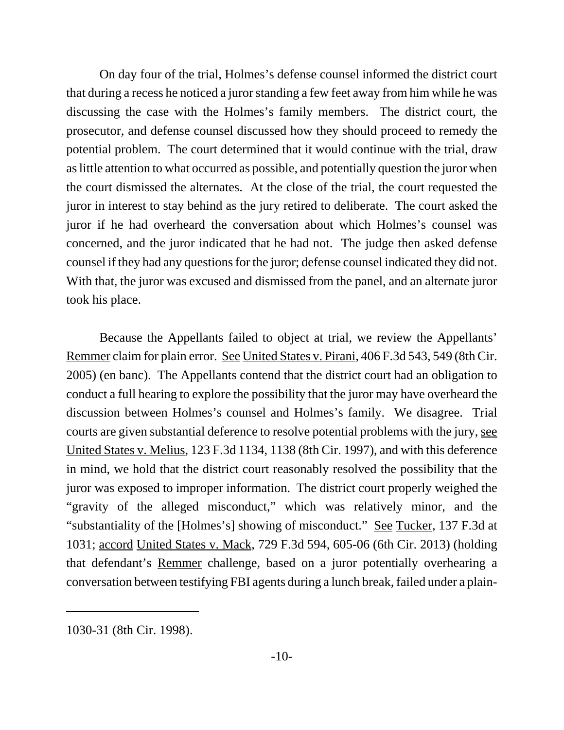On day four of the trial, Holmes's defense counsel informed the district court that during a recess he noticed a juror standing a few feet away from him while he was discussing the case with the Holmes's family members. The district court, the prosecutor, and defense counsel discussed how they should proceed to remedy the potential problem. The court determined that it would continue with the trial, draw as little attention to what occurred as possible, and potentially question the juror when the court dismissed the alternates. At the close of the trial, the court requested the juror in interest to stay behind as the jury retired to deliberate. The court asked the juror if he had overheard the conversation about which Holmes's counsel was concerned, and the juror indicated that he had not. The judge then asked defense counsel if they had any questions for the juror; defense counsel indicated they did not. With that, the juror was excused and dismissed from the panel, and an alternate juror took his place.

Because the Appellants failed to object at trial, we review the Appellants' Remmer claim for plain error. See United States v. Pirani, 406 F.3d 543, 549 (8th Cir. 2005) (en banc). The Appellants contend that the district court had an obligation to conduct a full hearing to explore the possibility that the juror may have overheard the discussion between Holmes's counsel and Holmes's family. We disagree. Trial courts are given substantial deference to resolve potential problems with the jury, see United States v. Melius, 123 F.3d 1134, 1138 (8th Cir. 1997), and with this deference in mind, we hold that the district court reasonably resolved the possibility that the juror was exposed to improper information. The district court properly weighed the "gravity of the alleged misconduct," which was relatively minor, and the "substantiality of the [Holmes's] showing of misconduct." See Tucker, 137 F.3d at 1031; accord United States v. Mack, 729 F.3d 594, 605-06 (6th Cir. 2013) (holding that defendant's Remmer challenge, based on a juror potentially overhearing a conversation between testifying FBI agents during a lunch break, failed under a plain-

---

1030-31 (8th Cir. 1998).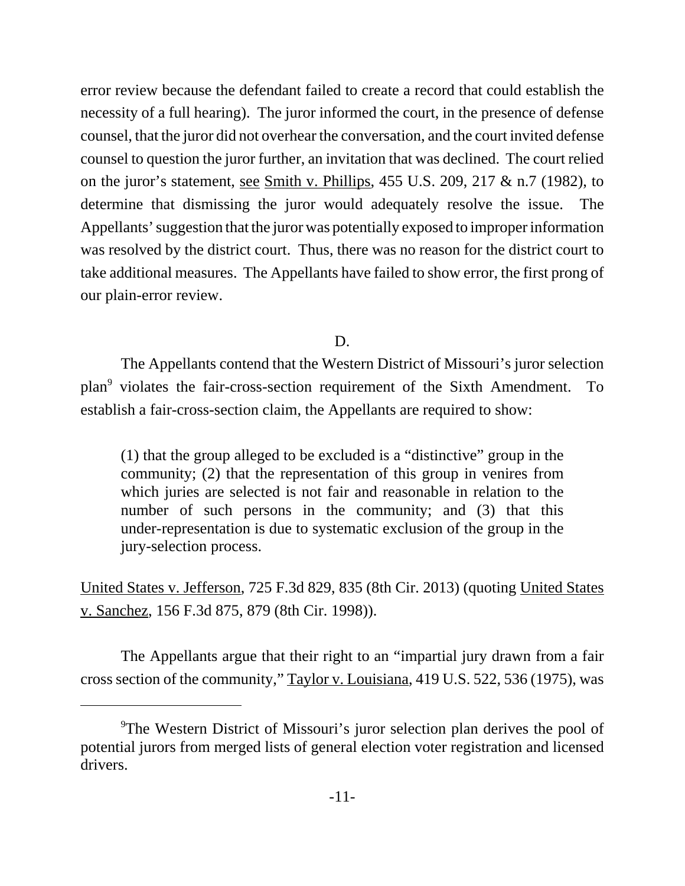error review because the defendant failed to create a record that could establish the necessity of a full hearing). The juror informed the court, in the presence of defense counsel, that the juror did not overhear the conversation, and the court invited defense counsel to question the juror further, an invitation that was declined. The court relied on the juror's statement, see Smith v. Phillips, 455 U.S. 209, 217 & n.7 (1982), to determine that dismissing the juror would adequately resolve the issue. The Appellants' suggestion that the juror was potentially exposed to improper information was resolved by the district court. Thus, there was no reason for the district court to take additional measures. The Appellants have failed to show error, the first prong of our plain-error review.

D.

The Appellants contend that the Western District of Missouri's juror selection plan[9] violates the fair-cross-section requirement of the Sixth Amendment. To establish a fair-cross-section claim, the Appellants are required to show:

> (1) that the group alleged to be excluded is a "distinctive" group in the community; (2) that the representation of this group in venires from which juries are selected is not fair and reasonable in relation to the number of such persons in the community; and (3) that this under-representation is due to systematic exclusion of the group in the jury-selection process.

United States v. Jefferson, 725 F.3d 829, 835 (8th Cir. 2013) (quoting United States v. Sanchez, 156 F.3d 875, 879 (8th Cir. 1998)).

The Appellants argue that their right to an "impartial jury drawn from a fair cross section of the community," Taylor v. Louisiana, 419 U.S. 522, 536 (1975), was

[9] The Western District of Missouri's juror selection plan derives the pool of potential jurors from merged lists of general election voter registration and licensed drivers.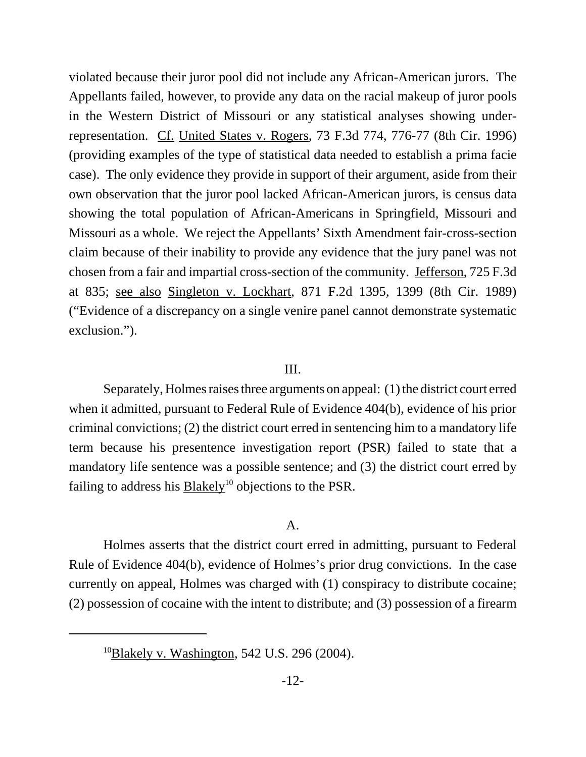violated because their juror pool did not include any African-American jurors. The Appellants failed, however, to provide any data on the racial makeup of juror pools in the Western District of Missouri or any statistical analyses showing under-representation. Cf. United States v. Rogers, 73 F.3d 774, 776-77 (8th Cir. 1996) (providing examples of the type of statistical data needed to establish a prima facie case). The only evidence they provide in support of their argument, aside from their own observation that the juror pool lacked African-American jurors, is census data showing the total population of African-Americans in Springfield, Missouri and Missouri as a whole. We reject the Appellants' Sixth Amendment fair-cross-section claim because of their inability to provide any evidence that the jury panel was not chosen from a fair and impartial cross-section of the community. Jefferson, 725 F.3d at 835; see also Singleton v. Lockhart, 871 F.2d 1395, 1399 (8th Cir. 1989) ("Evidence of a discrepancy on a single venire panel cannot demonstrate systematic exclusion.").

## III.

Separately, Holmes raises three arguments on appeal: (1) the district court erred when it admitted, pursuant to Federal Rule of Evidence 404(b), evidence of his prior criminal convictions; (2) the district court erred in sentencing him to a mandatory life term because his presentence investigation report (PSR) failed to state that a mandatory life sentence was a possible sentence; and (3) the district court erred by failing to address his Blakely[10] objections to the PSR.

### A.

Holmes asserts that the district court erred in admitting, pursuant to Federal Rule of Evidence 404(b), evidence of Holmes's prior drug convictions. In the case currently on appeal, Holmes was charged with (1) conspiracy to distribute cocaine; (2) possession of cocaine with the intent to distribute; and (3) possession of a firearm

---

[10] Blakely v. Washington, 542 U.S. 296 (2004).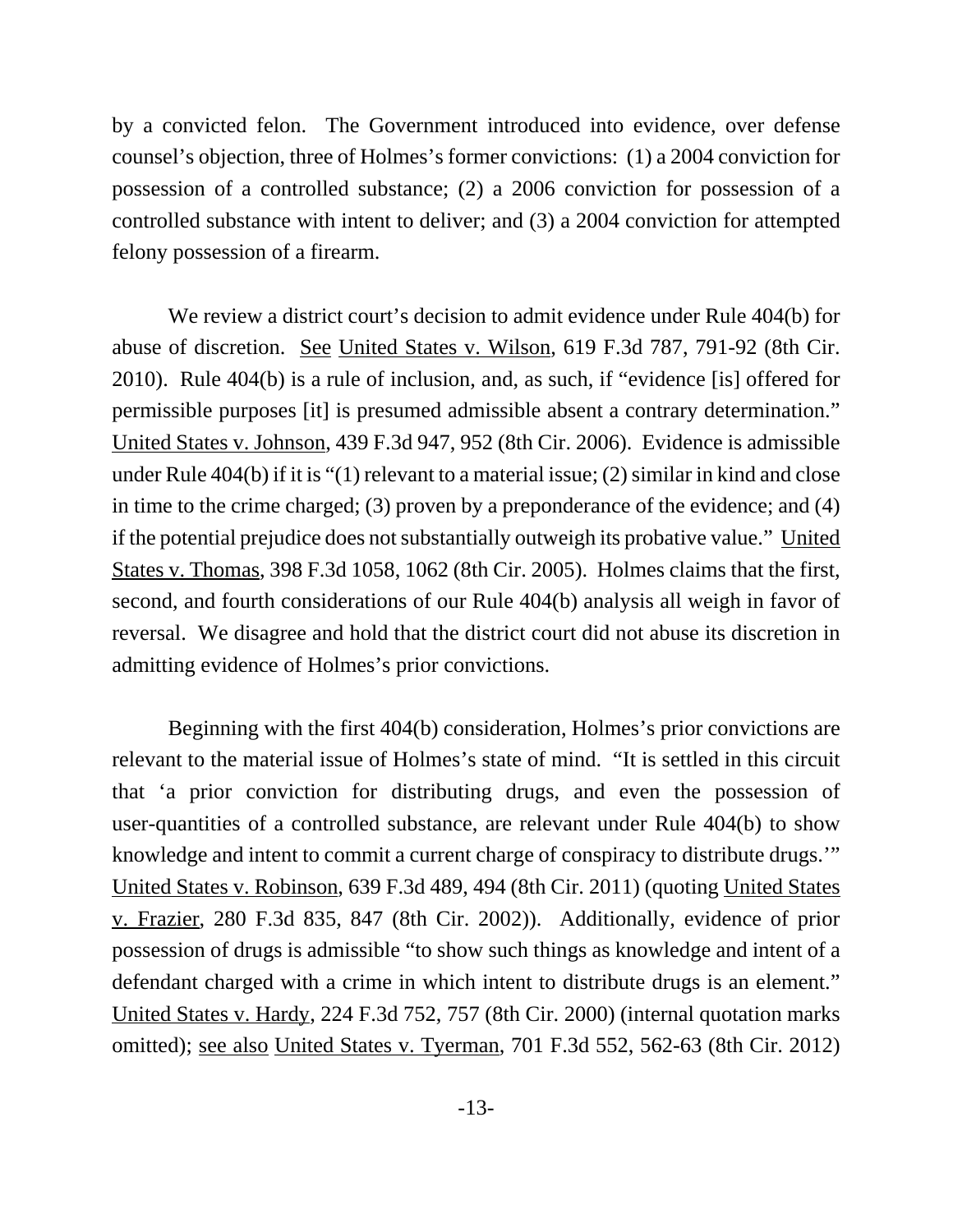by a convicted felon. The Government introduced into evidence, over defense counsel's objection, three of Holmes's former convictions: (1) a 2004 conviction for possession of a controlled substance; (2) a 2006 conviction for possession of a controlled substance with intent to deliver; and (3) a 2004 conviction for attempted felony possession of a firearm.

We review a district court's decision to admit evidence under Rule 404(b) for abuse of discretion. See United States v. Wilson, 619 F.3d 787, 791-92 (8th Cir. 2010). Rule 404(b) is a rule of inclusion, and, as such, if "evidence [is] offered for permissible purposes [it] is presumed admissible absent a contrary determination." United States v. Johnson, 439 F.3d 947, 952 (8th Cir. 2006). Evidence is admissible under Rule 404(b) if it is "(1) relevant to a material issue; (2) similar in kind and close in time to the crime charged; (3) proven by a preponderance of the evidence; and (4) if the potential prejudice does not substantially outweigh its probative value." United States v. Thomas, 398 F.3d 1058, 1062 (8th Cir. 2005). Holmes claims that the first, second, and fourth considerations of our Rule 404(b) analysis all weigh in favor of reversal. We disagree and hold that the district court did not abuse its discretion in admitting evidence of Holmes's prior convictions.

Beginning with the first 404(b) consideration, Holmes's prior convictions are relevant to the material issue of Holmes's state of mind. "It is settled in this circuit that 'a prior conviction for distributing drugs, and even the possession of user-quantities of a controlled substance, are relevant under Rule 404(b) to show knowledge and intent to commit a current charge of conspiracy to distribute drugs.'" United States v. Robinson, 639 F.3d 489, 494 (8th Cir. 2011) (quoting United States v. Frazier, 280 F.3d 835, 847 (8th Cir. 2002)). Additionally, evidence of prior possession of drugs is admissible "to show such things as knowledge and intent of a defendant charged with a crime in which intent to distribute drugs is an element." United States v. Hardy, 224 F.3d 752, 757 (8th Cir. 2000) (internal quotation marks omitted); see also United States v. Tyerman, 701 F.3d 552, 562-63 (8th Cir. 2012)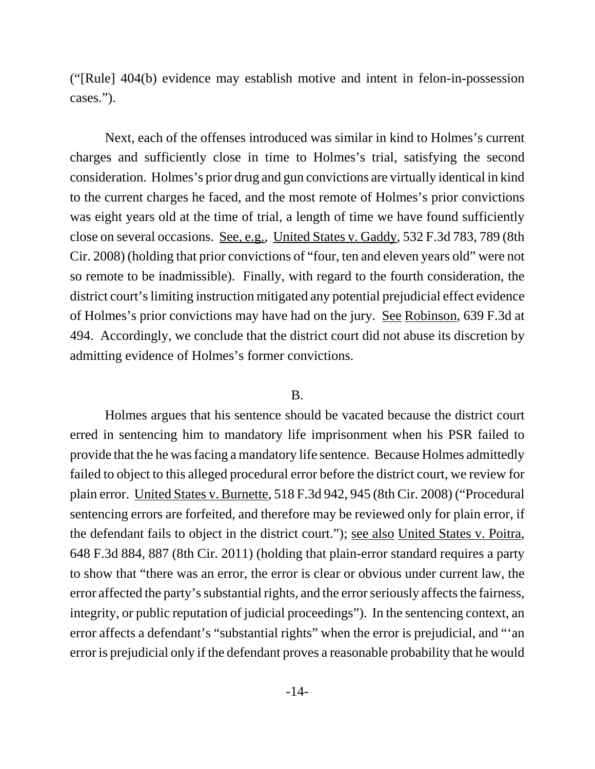("[Rule] 404(b) evidence may establish motive and intent in felon-in-possession cases.").

Next, each of the offenses introduced was similar in kind to Holmes's current charges and sufficiently close in time to Holmes's trial, satisfying the second consideration. Holmes's prior drug and gun convictions are virtually identical in kind to the current charges he faced, and the most remote of Holmes's prior convictions was eight years old at the time of trial, a length of time we have found sufficiently close on several occasions. See, e.g., United States v. Gaddy, 532 F.3d 783, 789 (8th Cir. 2008) (holding that prior convictions of "four, ten and eleven years old" were not so remote to be inadmissible). Finally, with regard to the fourth consideration, the district court's limiting instruction mitigated any potential prejudicial effect evidence of Holmes's prior convictions may have had on the jury. See Robinson, 639 F.3d at 494. Accordingly, we conclude that the district court did not abuse its discretion by admitting evidence of Holmes's former convictions.

B.

Holmes argues that his sentence should be vacated because the district court erred in sentencing him to mandatory life imprisonment when his PSR failed to provide that the he was facing a mandatory life sentence. Because Holmes admittedly failed to object to this alleged procedural error before the district court, we review for plain error. United States v. Burnette, 518 F.3d 942, 945 (8th Cir. 2008) ("Procedural sentencing errors are forfeited, and therefore may be reviewed only for plain error, if the defendant fails to object in the district court."); see also United States v. Poitra, 648 F.3d 884, 887 (8th Cir. 2011) (holding that plain-error standard requires a party to show that "there was an error, the error is clear or obvious under current law, the error affected the party's substantial rights, and the error seriously affects the fairness, integrity, or public reputation of judicial proceedings"). In the sentencing context, an error affects a defendant's "substantial rights" when the error is prejudicial, and "'an error is prejudicial only if the defendant proves a reasonable probability that he would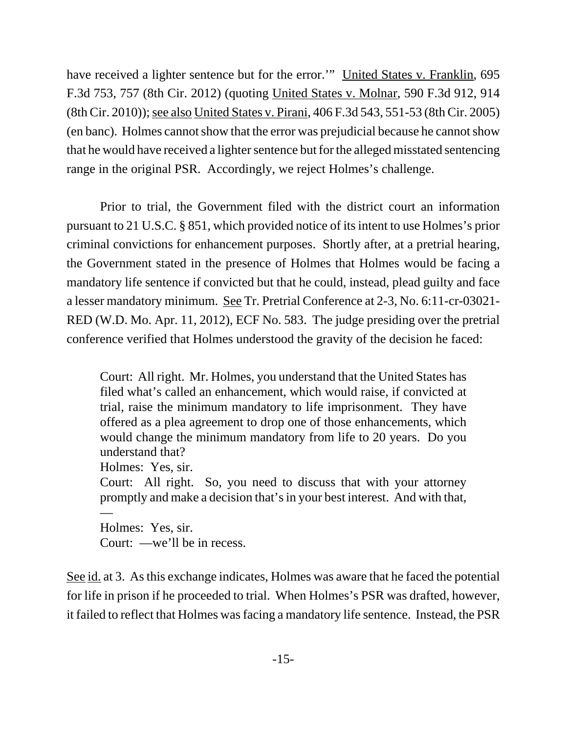have received a lighter sentence but for the error.'" United States v. Franklin, 695 F.3d 753, 757 (8th Cir. 2012) (quoting United States v. Molnar, 590 F.3d 912, 914 (8th Cir. 2010)); see also United States v. Pirani, 406 F.3d 543, 551-53 (8th Cir. 2005) (en banc). Holmes cannot show that the error was prejudicial because he cannot show that he would have received a lighter sentence but for the alleged misstated sentencing range in the original PSR. Accordingly, we reject Holmes's challenge.

Prior to trial, the Government filed with the district court an information pursuant to 21 U.S.C. § 851, which provided notice of its intent to use Holmes's prior criminal convictions for enhancement purposes. Shortly after, at a pretrial hearing, the Government stated in the presence of Holmes that Holmes would be facing a mandatory life sentence if convicted but that he could, instead, plead guilty and face a lesser mandatory minimum. See Tr. Pretrial Conference at 2-3, No. 6:11-cr-03021-RED (W.D. Mo. Apr. 11, 2012), ECF No. 583. The judge presiding over the pretrial conference verified that Holmes understood the gravity of the decision he faced:

> Court: All right. Mr. Holmes, you understand that the United States has filed what's called an enhancement, which would raise, if convicted at trial, raise the minimum mandatory to life imprisonment. They have offered as a plea agreement to drop one of those enhancements, which would change the minimum mandatory from life to 20 years. Do you understand that?
>
> Holmes: Yes, sir.
>
> Court: All right. So, you need to discuss that with your attorney promptly and make a decision that's in your best interest. And with that, —
>
> Holmes: Yes, sir.
>
> Court: —we'll be in recess.

See id. at 3. As this exchange indicates, Holmes was aware that he faced the potential for life in prison if he proceeded to trial. When Holmes's PSR was drafted, however, it failed to reflect that Holmes was facing a mandatory life sentence. Instead, the PSR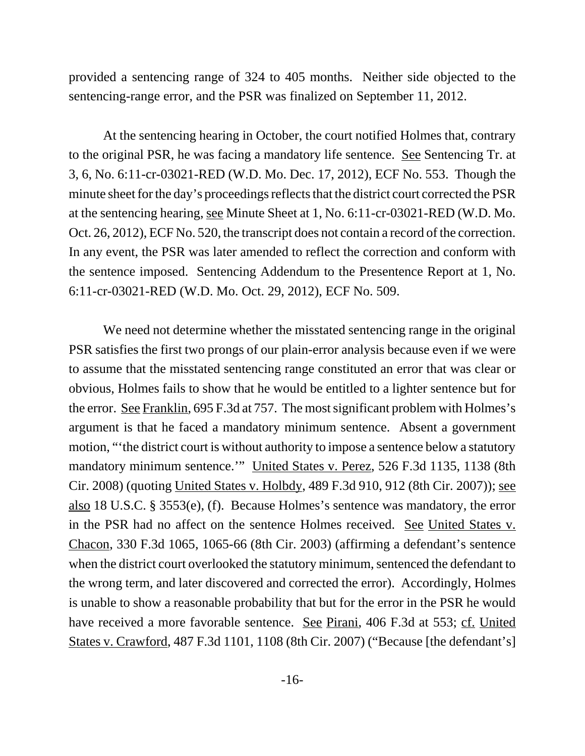provided a sentencing range of 324 to 405 months. Neither side objected to the sentencing-range error, and the PSR was finalized on September 11, 2012.

At the sentencing hearing in October, the court notified Holmes that, contrary to the original PSR, he was facing a mandatory life sentence. See Sentencing Tr. at 3, 6, No. 6:11-cr-03021-RED (W.D. Mo. Dec. 17, 2012), ECF No. 553. Though the minute sheet for the day's proceedings reflects that the district court corrected the PSR at the sentencing hearing, see Minute Sheet at 1, No. 6:11-cr-03021-RED (W.D. Mo. Oct. 26, 2012), ECF No. 520, the transcript does not contain a record of the correction. In any event, the PSR was later amended to reflect the correction and conform with the sentence imposed. Sentencing Addendum to the Presentence Report at 1, No. 6:11-cr-03021-RED (W.D. Mo. Oct. 29, 2012), ECF No. 509.

We need not determine whether the misstated sentencing range in the original PSR satisfies the first two prongs of our plain-error analysis because even if we were to assume that the misstated sentencing range constituted an error that was clear or obvious, Holmes fails to show that he would be entitled to a lighter sentence but for the error. See Franklin, 695 F.3d at 757. The most significant problem with Holmes's argument is that he faced a mandatory minimum sentence. Absent a government motion, "'the district court is without authority to impose a sentence below a statutory mandatory minimum sentence.'" United States v. Perez, 526 F.3d 1135, 1138 (8th Cir. 2008) (quoting United States v. Holbdy, 489 F.3d 910, 912 (8th Cir. 2007)); see also 18 U.S.C. § 3553(e), (f). Because Holmes's sentence was mandatory, the error in the PSR had no affect on the sentence Holmes received. See United States v. Chacon, 330 F.3d 1065, 1065-66 (8th Cir. 2003) (affirming a defendant's sentence when the district court overlooked the statutory minimum, sentenced the defendant to the wrong term, and later discovered and corrected the error). Accordingly, Holmes is unable to show a reasonable probability that but for the error in the PSR he would have received a more favorable sentence. See Pirani, 406 F.3d at 553; cf. United States v. Crawford, 487 F.3d 1101, 1108 (8th Cir. 2007) ("Because [the defendant's]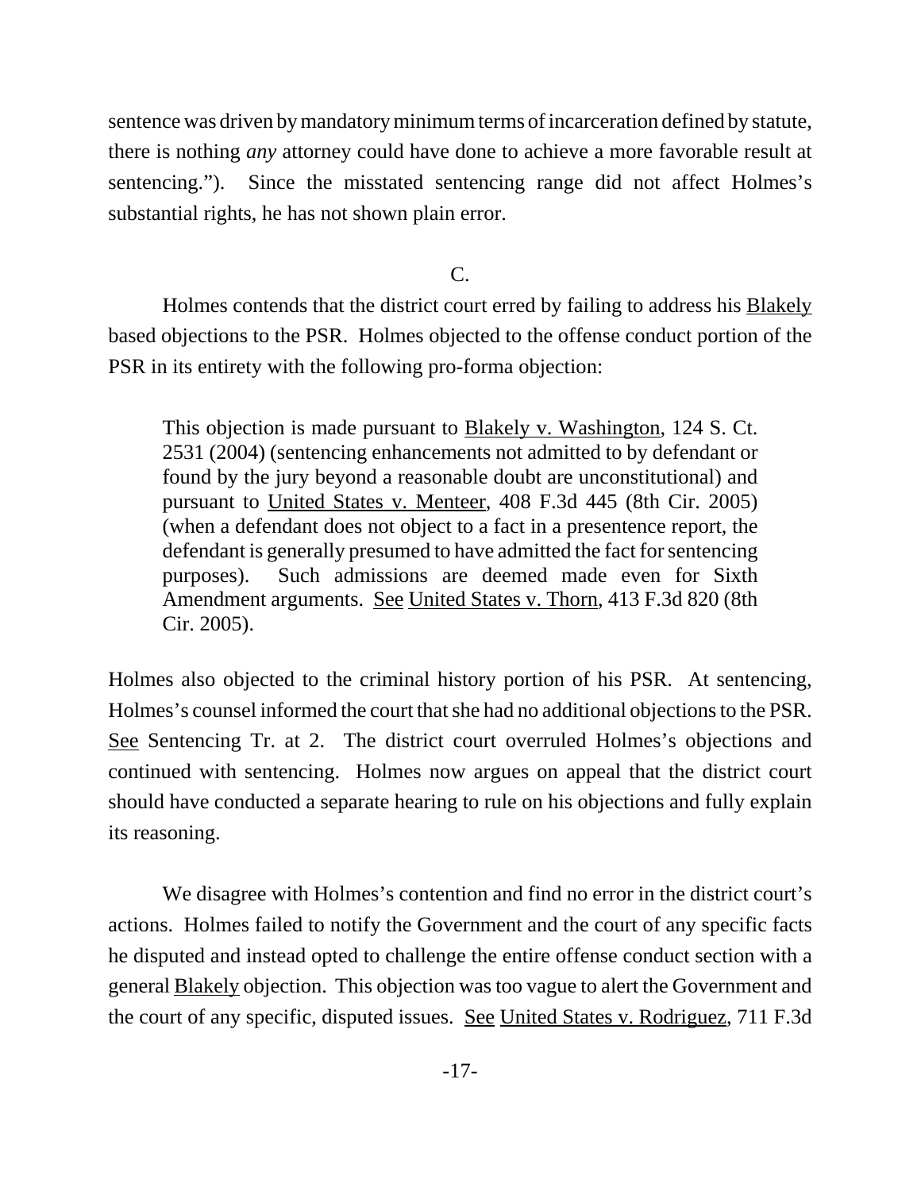sentence was driven by mandatory minimum terms of incarceration defined by statute, there is nothing *any* attorney could have done to achieve a more favorable result at sentencing."). Since the misstated sentencing range did not affect Holmes's substantial rights, he has not shown plain error.

C.

Holmes contends that the district court erred by failing to address his Blakely based objections to the PSR. Holmes objected to the offense conduct portion of the PSR in its entirety with the following pro-forma objection:

> This objection is made pursuant to Blakely v. Washington, 124 S. Ct. 2531 (2004) (sentencing enhancements not admitted to by defendant or found by the jury beyond a reasonable doubt are unconstitutional) and pursuant to United States v. Menteer, 408 F.3d 445 (8th Cir. 2005) (when a defendant does not object to a fact in a presentence report, the defendant is generally presumed to have admitted the fact for sentencing purposes). Such admissions are deemed made even for Sixth Amendment arguments. See United States v. Thorn, 413 F.3d 820 (8th Cir. 2005).

Holmes also objected to the criminal history portion of his PSR. At sentencing, Holmes's counsel informed the court that she had no additional objections to the PSR. See Sentencing Tr. at 2. The district court overruled Holmes's objections and continued with sentencing. Holmes now argues on appeal that the district court should have conducted a separate hearing to rule on his objections and fully explain its reasoning.

We disagree with Holmes's contention and find no error in the district court's actions. Holmes failed to notify the Government and the court of any specific facts he disputed and instead opted to challenge the entire offense conduct section with a general Blakely objection. This objection was too vague to alert the Government and the court of any specific, disputed issues. See United States v. Rodriguez, 711 F.3d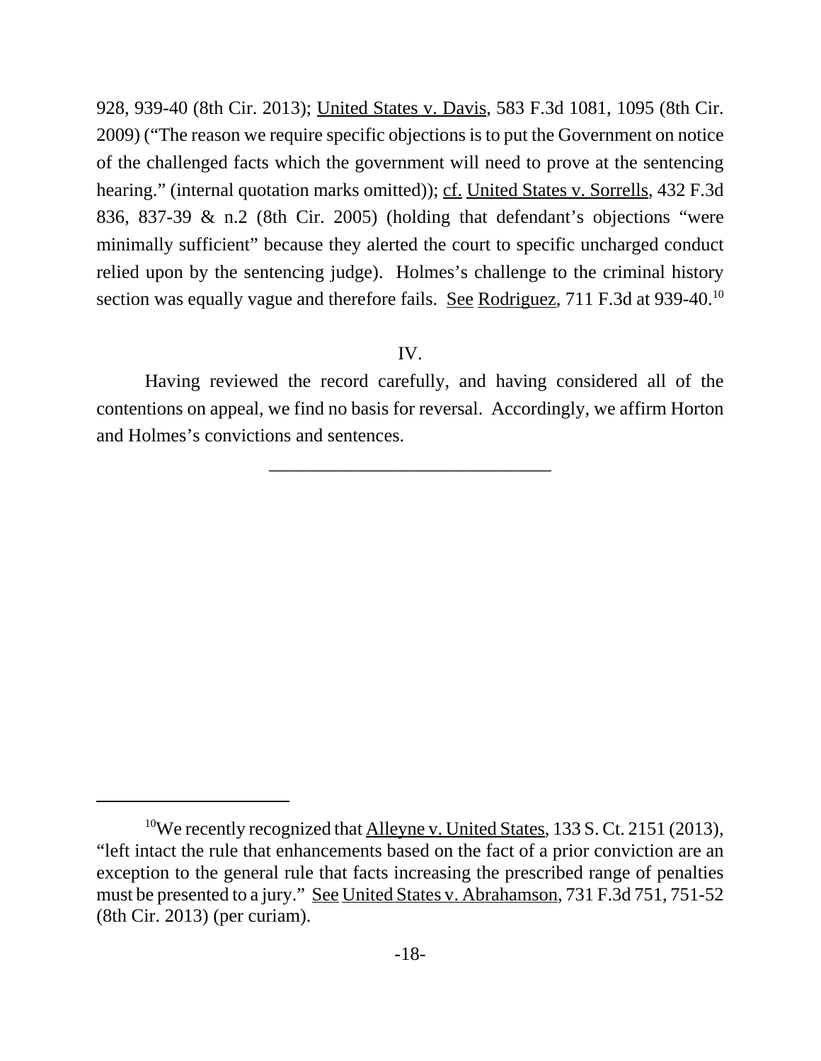928, 939-40 (8th Cir. 2013); United States v. Davis, 583 F.3d 1081, 1095 (8th Cir. 2009) ("The reason we require specific objections is to put the Government on notice of the challenged facts which the government will need to prove at the sentencing hearing." (internal quotation marks omitted)); cf. United States v. Sorrells, 432 F.3d 836, 837-39 & n.2 (8th Cir. 2005) (holding that defendant's objections "were minimally sufficient" because they alerted the court to specific uncharged conduct relied upon by the sentencing judge). Holmes's challenge to the criminal history section was equally vague and therefore fails. See Rodriguez, 711 F.3d at 939-40.[10]

IV.

Having reviewed the record carefully, and having considered all of the contentions on appeal, we find no basis for reversal. Accordingly, we affirm Horton and Holmes's convictions and sentences.

______________________________

[10]We recently recognized that Alleyne v. United States, 133 S. Ct. 2151 (2013), "left intact the rule that enhancements based on the fact of a prior conviction are an exception to the general rule that facts increasing the prescribed range of penalties must be presented to a jury." See United States v. Abrahamson, 731 F.3d 751, 751-52 (8th Cir. 2013) (per curiam).